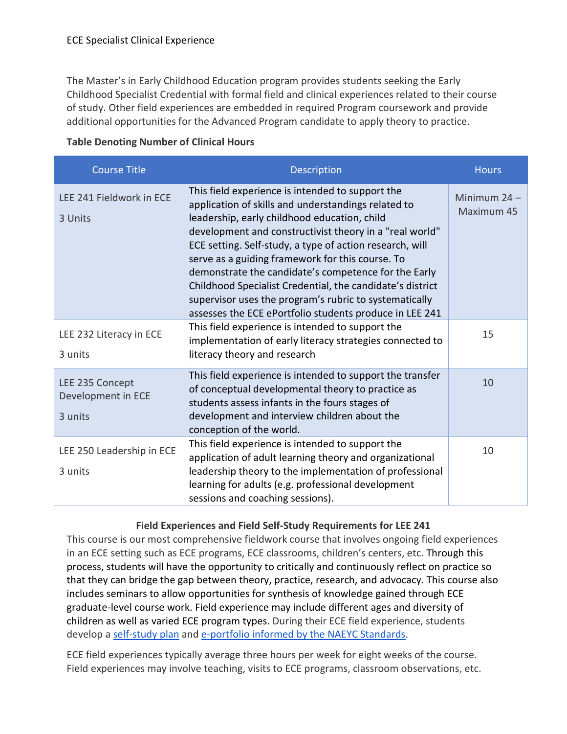ECE Specialist Clinical Experience

The Master's in Early Childhood Education program provides students seeking the Early Childhood Specialist Credential with formal field and clinical experiences related to their course of study. Other field experiences are embedded in required Program coursework and provide additional opportunities for the Advanced Program candidate to apply theory to practice.

**Table Denoting Number of Clinical Hours**

| Course Title | Description | Hours |
|---|---|---|
| LEE 241 Fieldwork in ECE<br><br>3 Units | This field experience is intended to support the application of skills and understandings related to leadership, early childhood education, child development and constructivist theory in a "real world" ECE setting. Self-study, a type of action research, will serve as a guiding framework for this course. To demonstrate the candidate's competence for the Early Childhood Specialist Credential, the candidate's district supervisor uses the program's rubric to systematically assesses the ECE ePortfolio students produce in LEE 241 | Minimum 24 – Maximum 45 |
| LEE 232 Literacy in ECE<br><br>3 units | This field experience is intended to support the implementation of early literacy strategies connected to literacy theory and research | 15 |
| LEE 235 Concept Development in ECE<br><br>3 units | This field experience is intended to support the transfer of conceptual developmental theory to practice as students assess infants in the fours stages of development and interview children about the conception of the world. | 10 |
| LEE 250 Leadership in ECE<br><br>3 units | This field experience is intended to support the application of adult learning theory and organizational leadership theory to the implementation of professional learning for adults (e.g. professional development sessions and coaching sessions). | 10 |

**Field Experiences and Field Self-Study Requirements for LEE 241**

This course is our most comprehensive fieldwork course that involves ongoing field experiences in an ECE setting such as ECE programs, ECE classrooms, children's centers, etc. Through this process, students will have the opportunity to critically and continuously reflect on practice so that they can bridge the gap between theory, practice, research, and advocacy. This course also includes seminars to allow opportunities for synthesis of knowledge gained through ECE graduate-level course work. Field experience may include different ages and diversity of children as well as varied ECE program types. During their ECE field experience, students develop a self-study plan and e-portfolio informed by the NAEYC Standards.

ECE field experiences typically average three hours per week for eight weeks of the course. Field experiences may involve teaching, visits to ECE programs, classroom observations, etc.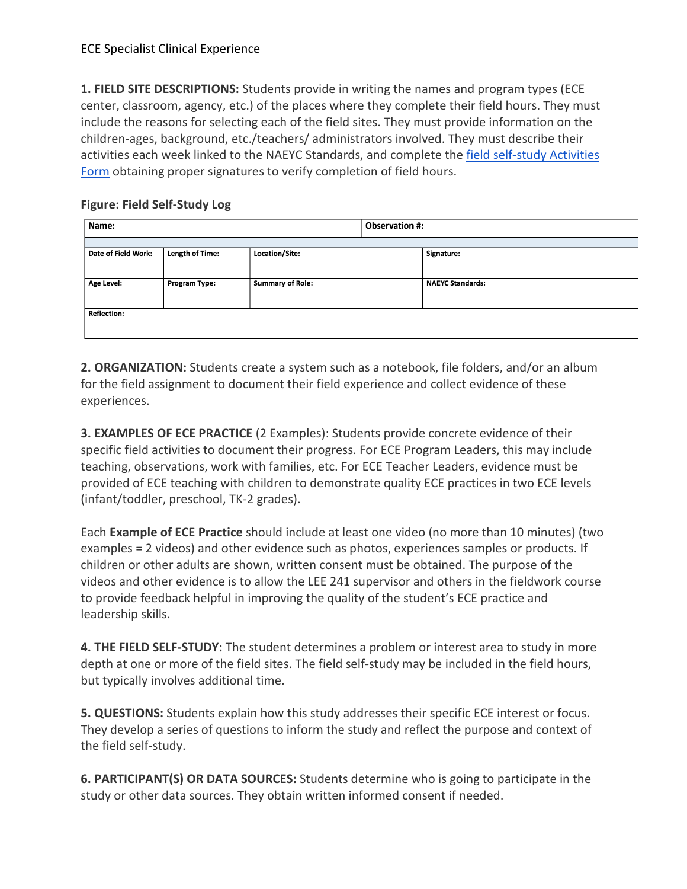ECE Specialist Clinical Experience

**1. FIELD SITE DESCRIPTIONS:** Students provide in writing the names and program types (ECE center, classroom, agency, etc.) of the places where they complete their field hours. They must include the reasons for selecting each of the field sites. They must provide information on the children-ages, background, etc./teachers/ administrators involved. They must describe their activities each week linked to the NAEYC Standards, and complete the field self-study Activities Form obtaining proper signatures to verify completion of field hours.

**Figure: Field Self-Study Log**

| **Name:** | | **Observation #:** | |
|---|---|---|---|
| | | | |
| **Date of Field Work:** | **Length of Time:** | **Location/Site:** | **Signature:** |
| **Age Level:** | **Program Type:** | **Summary of Role:** | **NAEYC Standards:** |
| **Reflection:** | | | |

**2. ORGANIZATION:** Students create a system such as a notebook, file folders, and/or an album for the field assignment to document their field experience and collect evidence of these experiences.

**3. EXAMPLES OF ECE PRACTICE** (2 Examples): Students provide concrete evidence of their specific field activities to document their progress. For ECE Program Leaders, this may include teaching, observations, work with families, etc. For ECE Teacher Leaders, evidence must be provided of ECE teaching with children to demonstrate quality ECE practices in two ECE levels (infant/toddler, preschool, TK-2 grades).

Each **Example of ECE Practice** should include at least one video (no more than 10 minutes) (two examples = 2 videos) and other evidence such as photos, experiences samples or products. If children or other adults are shown, written consent must be obtained. The purpose of the videos and other evidence is to allow the LEE 241 supervisor and others in the fieldwork course to provide feedback helpful in improving the quality of the student's ECE practice and leadership skills.

**4. THE FIELD SELF-STUDY:** The student determines a problem or interest area to study in more depth at one or more of the field sites. The field self-study may be included in the field hours, but typically involves additional time.

**5. QUESTIONS:** Students explain how this study addresses their specific ECE interest or focus. They develop a series of questions to inform the study and reflect the purpose and context of the field self-study.

**6. PARTICIPANT(S) OR DATA SOURCES:** Students determine who is going to participate in the study or other data sources. They obtain written informed consent if needed.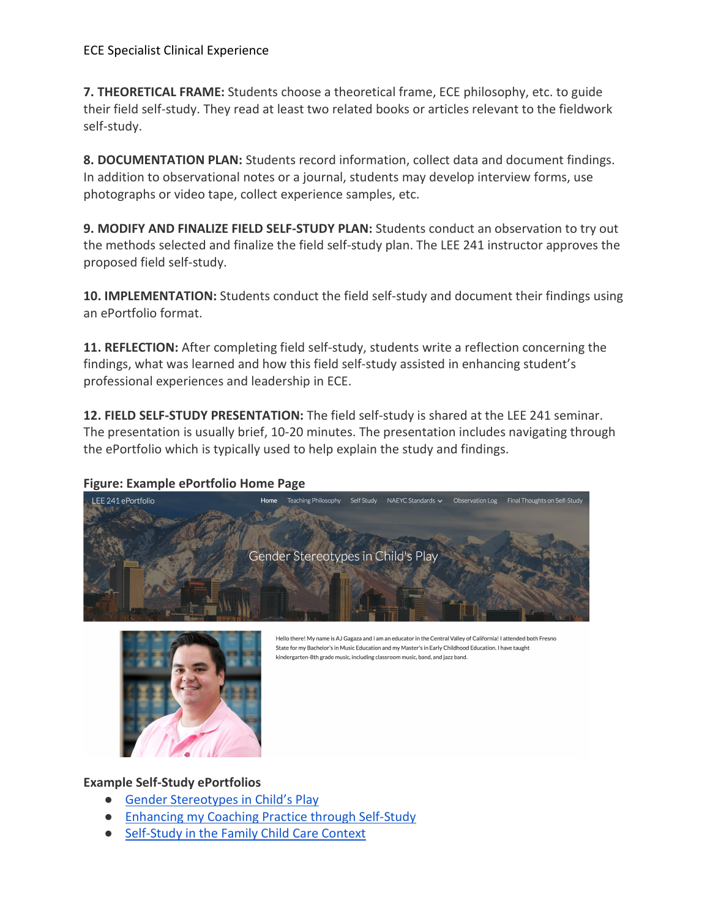**7. THEORETICAL FRAME:** Students choose a theoretical frame, ECE philosophy, etc. to guide their field self-study. They read at least two related books or articles relevant to the fieldwork self-study.

**8. DOCUMENTATION PLAN:** Students record information, collect data and document findings. In addition to observational notes or a journal, students may develop interview forms, use photographs or video tape, collect experience samples, etc.

**9. MODIFY AND FINALIZE FIELD SELF-STUDY PLAN:** Students conduct an observation to try out the methods selected and finalize the field self-study plan. The LEE 241 instructor approves the proposed field self-study.

**10. IMPLEMENTATION:** Students conduct the field self-study and document their findings using an ePortfolio format.

**11. REFLECTION:** After completing field self-study, students write a reflection concerning the findings, what was learned and how this field self-study assisted in enhancing student's professional experiences and leadership in ECE.

**12. FIELD SELF-STUDY PRESENTATION:** The field self-study is shared at the LEE 241 seminar. The presentation is usually brief, 10-20 minutes. The presentation includes navigating through the ePortfolio which is typically used to help explain the study and findings.

**Figure: Example ePortfolio Home Page**

LEE 241 ePortfolio | Home | Teaching Philosophy | Self Study | NAEYC Standards | Observation Log | Final Thoughts on Self-Study

Gender Stereotypes in Child's Play

Hello there! My name is AJ Gagaza and I am an educator in the Central Valley of California! I attended both Fresno State for my Bachelor's in Music Education and my Master's in Early Childhood Education. I have taught kindergarten-8th grade music, including classroom music, band, and jazz band.

**Example Self-Study ePortfolios**

- Gender Stereotypes in Child's Play
- Enhancing my Coaching Practice through Self-Study
- Self-Study in the Family Child Care Context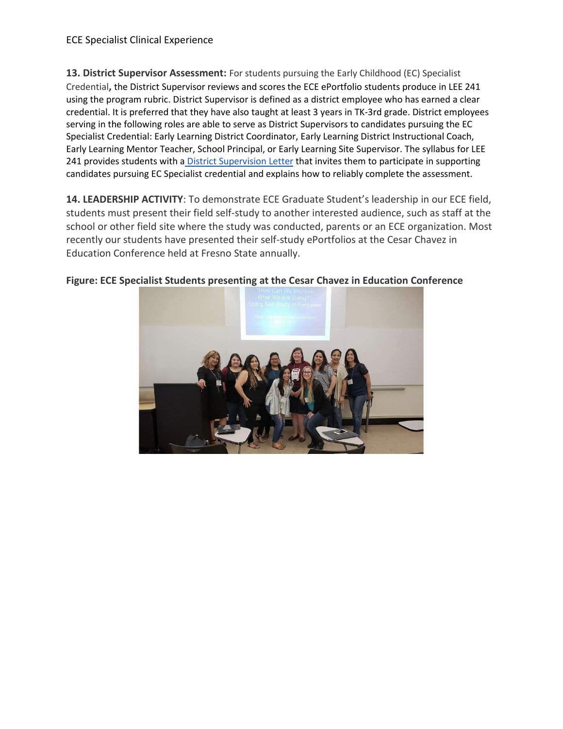**13. District Supervisor Assessment:** For students pursuing the Early Childhood (EC) Specialist Credential**,** the District Supervisor reviews and scores the ECE ePortfolio students produce in LEE 241 using the program rubric. District Supervisor is defined as a district employee who has earned a clear credential. It is preferred that they have also taught at least 3 years in TK-3rd grade. District employees serving in the following roles are able to serve as District Supervisors to candidates pursuing the EC Specialist Credential: Early Learning District Coordinator, Early Learning District Instructional Coach, Early Learning Mentor Teacher, School Principal, or Early Learning Site Supervisor. The syllabus for LEE 241 provides students with a District Supervision Letter that invites them to participate in supporting candidates pursuing EC Specialist credential and explains how to reliably complete the assessment.

**14. LEADERSHIP ACTIVITY**: To demonstrate ECE Graduate Student's leadership in our ECE field, students must present their field self-study to another interested audience, such as staff at the school or other field site where the study was conducted, parents or an ECE organization. Most recently our students have presented their self-study ePortfolios at the Cesar Chavez in Education Conference held at Fresno State annually.

**Figure: ECE Specialist Students presenting at the Cesar Chavez in Education Conference**